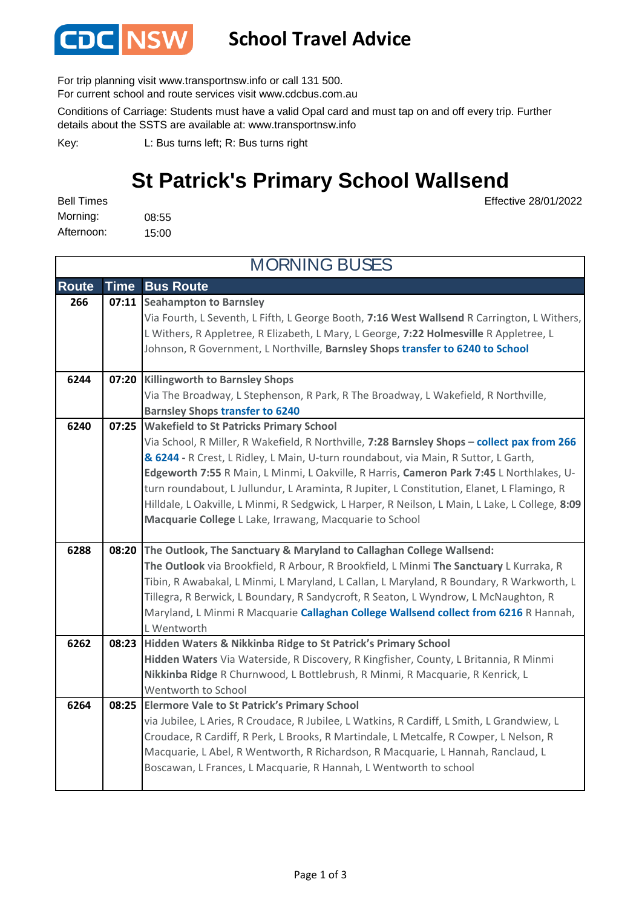CDC NSW

# School Travel Advice

For trip planning visit www.transportnsw.info or call 131 500.
For current school and route services visit www.cdcbus.com.au

Conditions of Carriage: Students must have a valid Opal card and must tap on and off every trip. Further details about the SSTS are available at: www.transportnsw.info

Key: L: Bus turns left; R: Bus turns right

## St Patrick's Primary School Wallsend

Effective 28/01/2022

Bell Times
Morning: 08:55
Afternoon: 15:00

### MORNING BUSES

| Route | Time | Bus Route |
|---|---|---|
| 266 | 07:11 | **Seahampton to Barnsley** Via Fourth, L Seventh, L Fifth, L George Booth, **7:16 West Wallsend** R Carrington, L Withers, L Withers, R Appletree, R Elizabeth, L Mary, L George, **7:22 Holmesville** R Appletree, L Johnson, R Government, L Northville, **Barnsley Shops** **transfer to 6240 to School** |
| 6244 | 07:20 | **Killingworth to Barnsley Shops** Via The Broadway, L Stephenson, R Park, R The Broadway, L Wakefield, R Northville, **Barnsley Shops** **transfer to 6240** |
| 6240 | 07:25 | **Wakefield to St Patricks Primary School** Via School, R Miller, R Wakefield, R Northville, **7:28 Barnsley Shops – collect pax from 266 & 6244 -** R Crest, L Ridley, L Main, U-turn roundabout, via Main, R Suttor, L Garth, **Edgeworth 7:55** R Main, L Minmi, L Oakville, R Harris, **Cameron Park 7:45** L Northlakes, U-turn roundabout, L Jullundur, L Araminta, R Jupiter, L Constitution, Elanet, L Flamingo, R Hilldale, L Oakville, L Minmi, R Sedgwick, L Harper, R Neilson, L Main, L Lake, L College, **8:09 Macquarie College** L Lake, Irrawang, Macquarie to School |
| 6288 | 08:20 | **The Outlook, The Sanctuary & Maryland to Callaghan College Wallsend:** **The Outlook** via Brookfield, R Arbour, R Brookfield, L Minmi **The Sanctuary** L Kurraka, R Tibin, R Awabakal, L Minmi, L Maryland, L Callan, L Maryland, R Boundary, R Warkworth, L Tillegra, R Berwick, L Boundary, R Sandycroft, R Seaton, L Wyndrow, L McNaughton, R Maryland, L Minmi R Macquarie **Callaghan College Wallsend collect from 6216** R Hannah, L Wentworth |
| 6262 | 08:23 | **Hidden Waters & Nikkinba Ridge to St Patrick's Primary School** **Hidden Waters** Via Waterside, R Discovery, R Kingfisher, County, L Britannia, R Minmi **Nikkinba Ridge** R Churnwood, L Bottlebrush, R Minmi, R Macquarie, R Kenrick, L Wentworth to School |
| 6264 | 08:25 | **Elermore Vale to St Patrick's Primary School** via Jubilee, L Aries, R Croudace, R Jubilee, L Watkins, R Cardiff, L Smith, L Grandwiew, L Croudace, R Cardiff, R Perk, L Brooks, R Martindale, L Metcalfe, R Cowper, L Nelson, R Macquarie, L Abel, R Wentworth, R Richardson, R Macquarie, L Hannah, Ranclaud, L Boscawan, L Frances, L Macquarie, R Hannah, L Wentworth to school |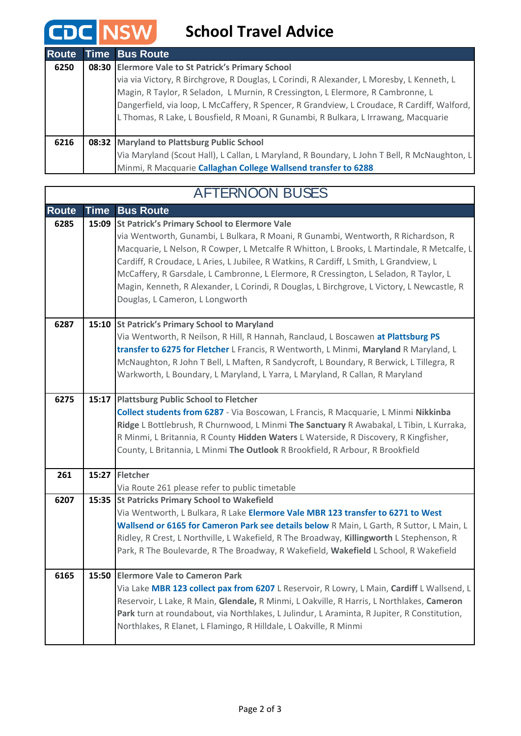# School Travel Advice

| Route | Time | Bus Route |
|---|---|---|
| 6250 | 08:30 | **Elermore Vale to St Patrick's Primary School** via via Victory, R Birchgrove, R Douglas, L Corindi, R Alexander, L Moresby, L Kenneth, L Magin, R Taylor, R Seladon, L Murnin, R Cressington, L Elermore, R Cambronne, L Dangerfield, via loop, L McCaffery, R Spencer, R Grandview, L Croudace, R Cardiff, Walford, L Thomas, R Lake, L Bousfield, R Moani, R Gunambi, R Bulkara, L Irrawang, Macquarie |
| 6216 | 08:32 | **Maryland to Plattsburg Public School** Via Maryland (Scout Hall), L Callan, L Maryland, R Boundary, L John T Bell, R McNaughton, L Minmi, R Macquarie **Callaghan College Wallsend transfer to 6288** |

## AFTERNOON BUSES

| Route | Time | Bus Route |
|---|---|---|
| 6285 | 15:09 | **St Patrick's Primary School to Elermore Vale** via Wentworth, Gunambi, L Bulkara, R Moani, R Gunambi, Wentworth, R Richardson, R Macquarie, L Nelson, R Cowper, L Metcalfe R Whitton, L Brooks, L Martindale, R Metcalfe, L Cardiff, R Croudace, L Aries, L Jubilee, R Watkins, R Cardiff, L Smith, L Grandview, L McCaffery, R Garsdale, L Cambronne, L Elermore, R Cressington, L Seladon, R Taylor, L Magin, Kenneth, R Alexander, L Corindi, R Douglas, L Birchgrove, L Victory, L Newcastle, R Douglas, L Cameron, L Longworth |
| 6287 | 15:10 | **St Patrick's Primary School to Maryland** Via Wentworth, R Neilson, R Hill, R Hannah, Ranclaud, L Boscawen **at Plattsburg PS transfer to 6275 for Fletcher** L Francis, R Wentworth, L Minmi, **Maryland** R Maryland, L McNaughton, R John T Bell, L Maften, R Sandycroft, L Boundary, R Berwick, L Tillegra, R Warkworth, L Boundary, L Maryland, L Yarra, L Maryland, R Callan, R Maryland |
| 6275 | 15:17 | **Plattsburg Public School to Fletcher** **Collect students from 6287** - Via Boscowan, L Francis, R Macquarie, L Minmi **Nikkinba Ridge** L Bottlebrush, R Churnwood, L Minmi **The Sanctuary** R Awabakal, L Tibin, L Kurraka, R Minmi, L Britannia, R County **Hidden Waters** L Waterside, R Discovery, R Kingfisher, County, L Britannia, L Minmi **The Outlook** R Brookfield, R Arbour, R Brookfield |
| 261 | 15:27 | **Fletcher** Via Route 261 please refer to public timetable |
| 6207 | 15:35 | **St Patricks Primary School to Wakefield** Via Wentworth, L Bulkara, R Lake **Elermore Vale MBR 123 transfer to 6271 to West Wallsend or 6165 for Cameron Park see details below** R Main, L Garth, R Suttor, L Main, L Ridley, R Crest, L Northville, L Wakefield, R The Broadway, **Killingworth** L Stephenson, R Park, R The Boulevarde, R The Broadway, R Wakefield, **Wakefield** L School, R Wakefield |
| 6165 | 15:50 | **Elermore Vale to Cameron Park** Via Lake **MBR 123 collect pax from 6207** L Reservoir, R Lowry, L Main, **Cardiff** L Wallsend, L Reservoir, L Lake, R Main, **Glendale,** R Minmi, L Oakville, R Harris, L Northlakes, **Cameron Park** turn at roundabout, via Northlakes, L Julindur, L Araminta, R Jupiter, R Constitution, Northlakes, R Elanet, L Flamingo, R Hilldale, L Oakville, R Minmi |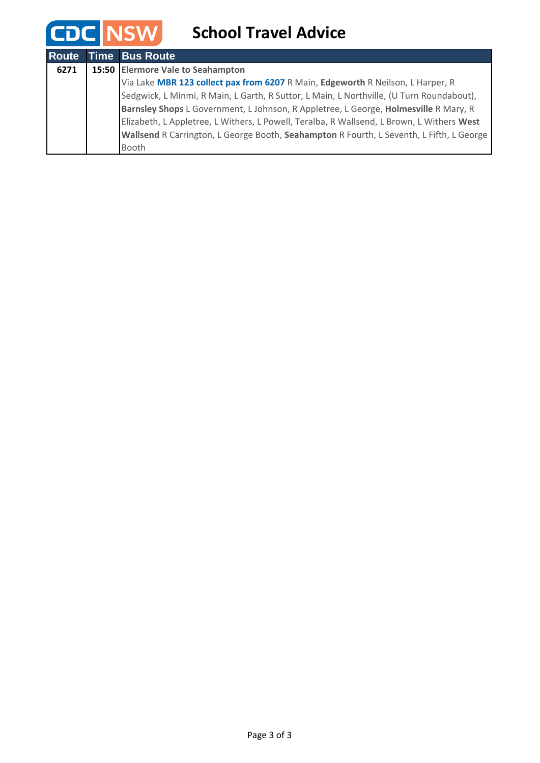# School Travel Advice

| Route | Time | Bus Route |
|---|---|---|
| **6271** | **15:50** | **Elermore Vale to Seahampton**<br>Via Lake **MBR 123 collect pax from 6207** R Main, **Edgeworth** R Neilson, L Harper, R Sedgwick, L Minmi, R Main, L Garth, R Suttor, L Main, L Northville, (U Turn Roundabout), **Barnsley Shops** L Government, L Johnson, R Appletree, L George, **Holmesville** R Mary, R Elizabeth, L Appletree, L Withers, L Powell, Teralba, R Wallsend, L Brown, L Withers **West Wallsend** R Carrington, L George Booth, **Seahampton** R Fourth, L Seventh, L Fifth, L George Booth |